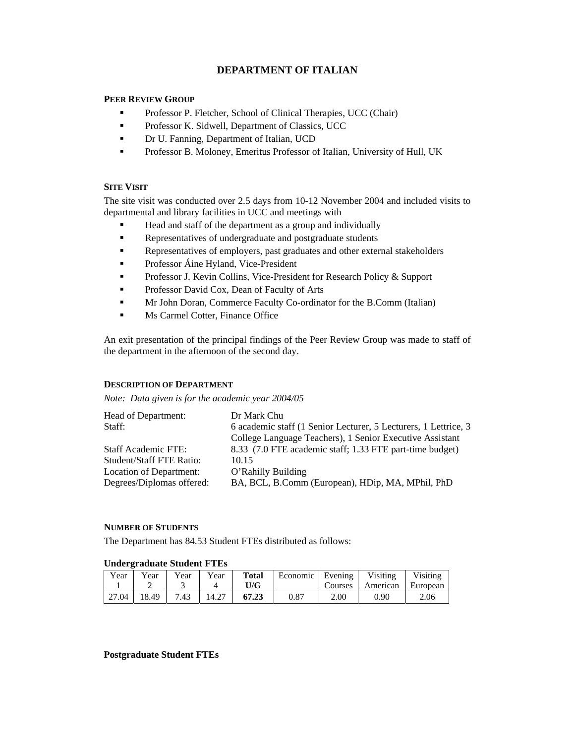# DEPARTMENT OF ITALIAN

### PEER REVIEW GROUP

- Professor P. Fletcher, School of Clinical Therapies, UCC (Chair)
- Professor K. Sidwell, Department of Classics, UCC
- Dr U. Fanning, Department of Italian, UCD
- Professor B. Moloney, Emeritus Professor of Italian, University of Hull, UK

### SITE VISIT

The site visit was conducted over 2.5 days from 10-12 November 2004 and included visits to departmental and library facilities in UCC and meetings with

- Head and staff of the department as a group and individually
- Representatives of undergraduate and postgraduate students
- Representatives of employers, past graduates and other external stakeholders
- Professor Áine Hyland, Vice-President
- Professor J. Kevin Collins, Vice-President for Research Policy & Support
- Professor David Cox, Dean of Faculty of Arts
- Mr John Doran, Commerce Faculty Co-ordinator for the B.Comm (Italian)
- Ms Carmel Cotter, Finance Office

An exit presentation of the principal findings of the Peer Review Group was made to staff of the department in the afternoon of the second day.

### DESCRIPTION OF DEPARTMENT

*Note: Data given is for the academic year 2004/05*

| | |
|---|---|
| Head of Department: | Dr Mark Chu |
| Staff: | 6 academic staff (1 Senior Lecturer, 5 Lecturers, 1 Lettrice, 3 College Language Teachers), 1 Senior Executive Assistant |
| Staff Academic FTE: | 8.33 (7.0 FTE academic staff; 1.33 FTE part-time budget) |
| Student/Staff FTE Ratio: | 10.15 |
| Location of Department: | O'Rahilly Building |
| Degrees/Diplomas offered: | BA, BCL, B.Comm (European), HDip, MA, MPhil, PhD |

### NUMBER OF STUDENTS

The Department has 84.53 Student FTEs distributed as follows:

**Undergraduate Student FTEs**

| Year 1 | Year 2 | Year 3 | Year 4 | **Total U/G** | Economic | Evening Courses | Visiting American | Visiting European |
|---|---|---|---|---|---|---|---|---|
| 27.04 | 18.49 | 7.43 | 14.27 | **67.23** | 0.87 | 2.00 | 0.90 | 2.06 |

**Postgraduate Student FTEs**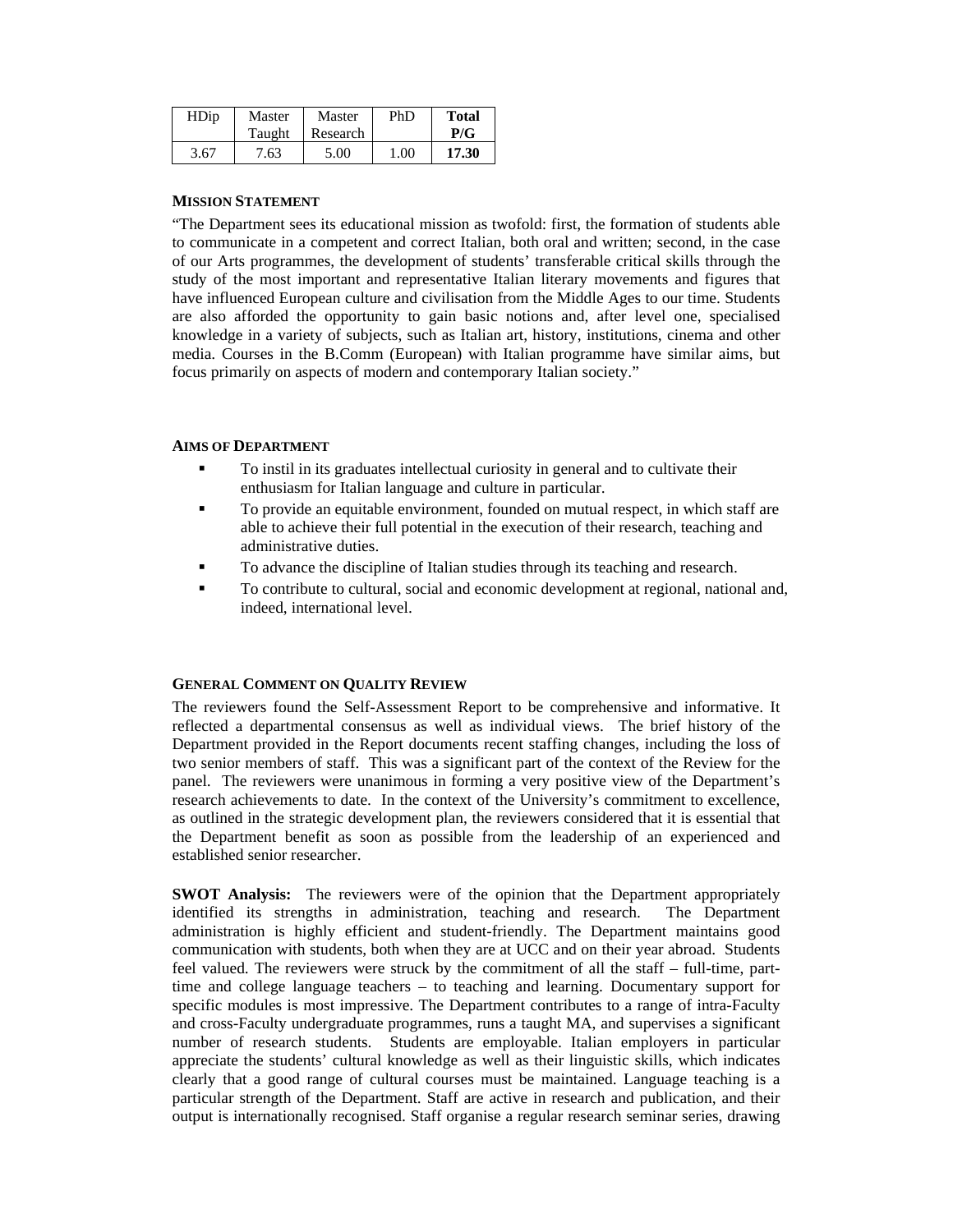| HDip | Master Taught | Master Research | PhD | **Total P/G** |
|---|---|---|---|---|
| 3.67 | 7.63 | 5.00 | 1.00 | **17.30** |

**MISSION STATEMENT**

"The Department sees its educational mission as twofold: first, the formation of students able to communicate in a competent and correct Italian, both oral and written; second, in the case of our Arts programmes, the development of students' transferable critical skills through the study of the most important and representative Italian literary movements and figures that have influenced European culture and civilisation from the Middle Ages to our time. Students are also afforded the opportunity to gain basic notions and, after level one, specialised knowledge in a variety of subjects, such as Italian art, history, institutions, cinema and other media. Courses in the B.Comm (European) with Italian programme have similar aims, but focus primarily on aspects of modern and contemporary Italian society."

**AIMS OF DEPARTMENT**

- To instil in its graduates intellectual curiosity in general and to cultivate their enthusiasm for Italian language and culture in particular.
- To provide an equitable environment, founded on mutual respect, in which staff are able to achieve their full potential in the execution of their research, teaching and administrative duties.
- To advance the discipline of Italian studies through its teaching and research.
- To contribute to cultural, social and economic development at regional, national and, indeed, international level.

**GENERAL COMMENT ON QUALITY REVIEW**

The reviewers found the Self-Assessment Report to be comprehensive and informative. It reflected a departmental consensus as well as individual views. The brief history of the Department provided in the Report documents recent staffing changes, including the loss of two senior members of staff. This was a significant part of the context of the Review for the panel. The reviewers were unanimous in forming a very positive view of the Department's research achievements to date. In the context of the University's commitment to excellence, as outlined in the strategic development plan, the reviewers considered that it is essential that the Department benefit as soon as possible from the leadership of an experienced and established senior researcher.

**SWOT Analysis:** The reviewers were of the opinion that the Department appropriately identified its strengths in administration, teaching and research. The Department administration is highly efficient and student-friendly. The Department maintains good communication with students, both when they are at UCC and on their year abroad. Students feel valued. The reviewers were struck by the commitment of all the staff – full-time, part-time and college language teachers – to teaching and learning. Documentary support for specific modules is most impressive. The Department contributes to a range of intra-Faculty and cross-Faculty undergraduate programmes, runs a taught MA, and supervises a significant number of research students. Students are employable. Italian employers in particular appreciate the students' cultural knowledge as well as their linguistic skills, which indicates clearly that a good range of cultural courses must be maintained. Language teaching is a particular strength of the Department. Staff are active in research and publication, and their output is internationally recognised. Staff organise a regular research seminar series, drawing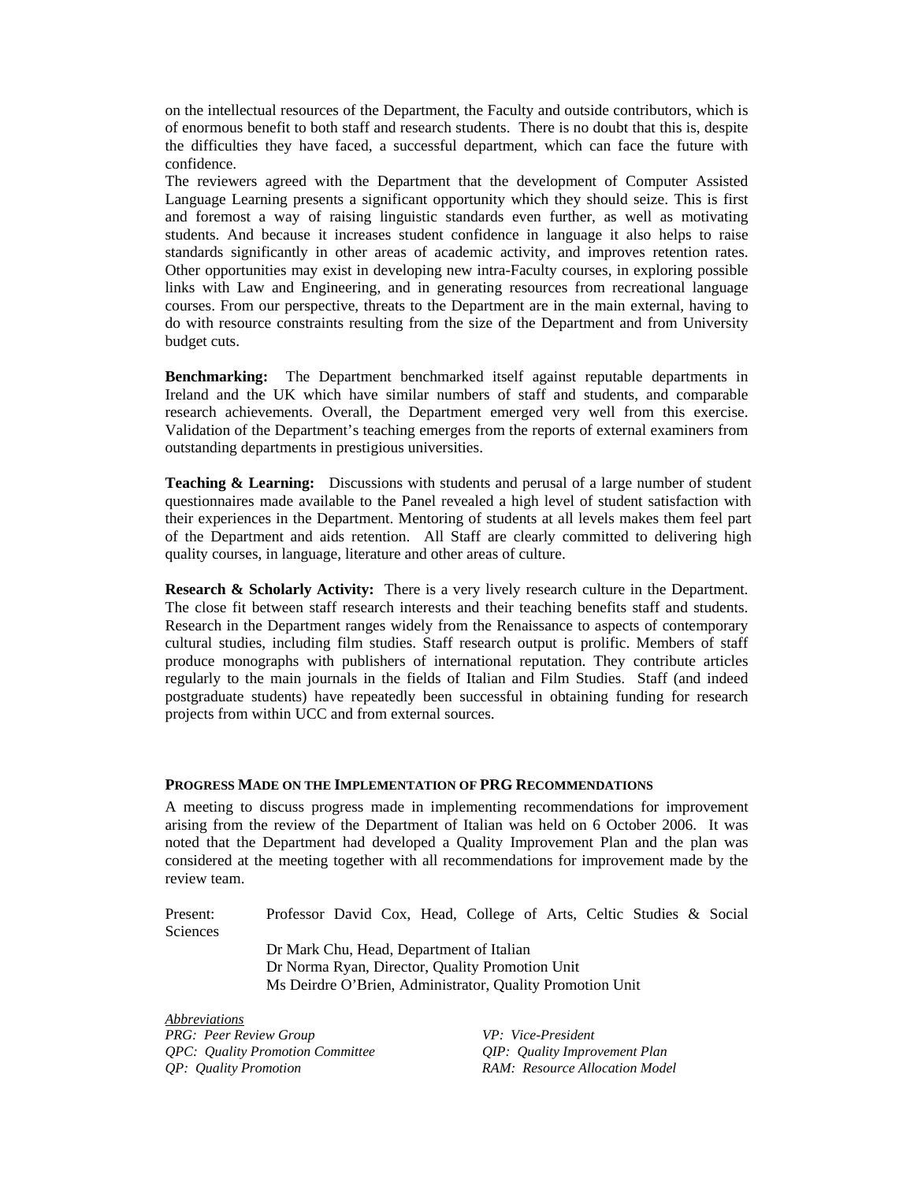on the intellectual resources of the Department, the Faculty and outside contributors, which is of enormous benefit to both staff and research students. There is no doubt that this is, despite the difficulties they have faced, a successful department, which can face the future with confidence.

The reviewers agreed with the Department that the development of Computer Assisted Language Learning presents a significant opportunity which they should seize. This is first and foremost a way of raising linguistic standards even further, as well as motivating students. And because it increases student confidence in language it also helps to raise standards significantly in other areas of academic activity, and improves retention rates. Other opportunities may exist in developing new intra-Faculty courses, in exploring possible links with Law and Engineering, and in generating resources from recreational language courses. From our perspective, threats to the Department are in the main external, having to do with resource constraints resulting from the size of the Department and from University budget cuts.

**Benchmarking:** The Department benchmarked itself against reputable departments in Ireland and the UK which have similar numbers of staff and students, and comparable research achievements. Overall, the Department emerged very well from this exercise. Validation of the Department's teaching emerges from the reports of external examiners from outstanding departments in prestigious universities.

**Teaching & Learning:** Discussions with students and perusal of a large number of student questionnaires made available to the Panel revealed a high level of student satisfaction with their experiences in the Department. Mentoring of students at all levels makes them feel part of the Department and aids retention. All Staff are clearly committed to delivering high quality courses, in language, literature and other areas of culture.

**Research & Scholarly Activity:** There is a very lively research culture in the Department. The close fit between staff research interests and their teaching benefits staff and students. Research in the Department ranges widely from the Renaissance to aspects of contemporary cultural studies, including film studies. Staff research output is prolific. Members of staff produce monographs with publishers of international reputation. They contribute articles regularly to the main journals in the fields of Italian and Film Studies. Staff (and indeed postgraduate students) have repeatedly been successful in obtaining funding for research projects from within UCC and from external sources.

## PROGRESS MADE ON THE IMPLEMENTATION OF PRG RECOMMENDATIONS

A meeting to discuss progress made in implementing recommendations for improvement arising from the review of the Department of Italian was held on 6 October 2006. It was noted that the Department had developed a Quality Improvement Plan and the plan was considered at the meeting together with all recommendations for improvement made by the review team.

Present: Professor David Cox, Head, College of Arts, Celtic Studies & Social Sciences
Dr Mark Chu, Head, Department of Italian
Dr Norma Ryan, Director, Quality Promotion Unit
Ms Deirdre O'Brien, Administrator, Quality Promotion Unit

*Abbreviations*

*PRG: Peer Review Group*
*QPC: Quality Promotion Committee*
*QP: Quality Promotion*
*VP: Vice-President*
*QIP: Quality Improvement Plan*
*RAM: Resource Allocation Model*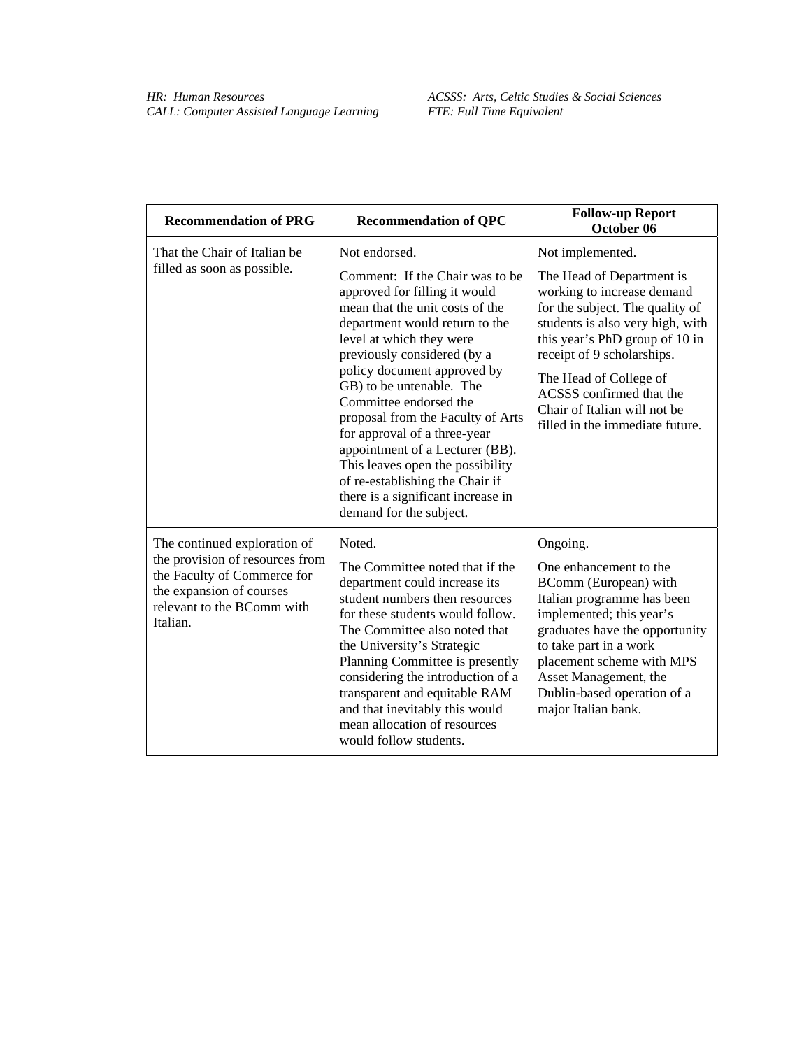*HR: Human Resources*
*CALL: Computer Assisted Language Learning*

*ACSSS: Arts, Celtic Studies & Social Sciences*
*FTE: Full Time Equivalent*

| Recommendation of PRG | Recommendation of QPC | Follow-up Report October 06 |
|---|---|---|
| That the Chair of Italian be filled as soon as possible. | Not endorsed.<br><br>Comment: If the Chair was to be approved for filling it would mean that the unit costs of the department would return to the level at which they were previously considered (by a policy document approved by GB) to be untenable. The Committee endorsed the proposal from the Faculty of Arts for approval of a three-year appointment of a Lecturer (BB). This leaves open the possibility of re-establishing the Chair if there is a significant increase in demand for the subject. | Not implemented.<br><br>The Head of Department is working to increase demand for the subject. The quality of students is also very high, with this year's PhD group of 10 in receipt of 9 scholarships.<br><br>The Head of College of ACSSS confirmed that the Chair of Italian will not be filled in the immediate future. |
| The continued exploration of the provision of resources from the Faculty of Commerce for the expansion of courses relevant to the BComm with Italian. | Noted.<br><br>The Committee noted that if the department could increase its student numbers then resources for these students would follow. The Committee also noted that the University's Strategic Planning Committee is presently considering the introduction of a transparent and equitable RAM and that inevitably this would mean allocation of resources would follow students. | Ongoing.<br><br>One enhancement to the BComm (European) with Italian programme has been implemented; this year's graduates have the opportunity to take part in a work placement scheme with MPS Asset Management, the Dublin-based operation of a major Italian bank. |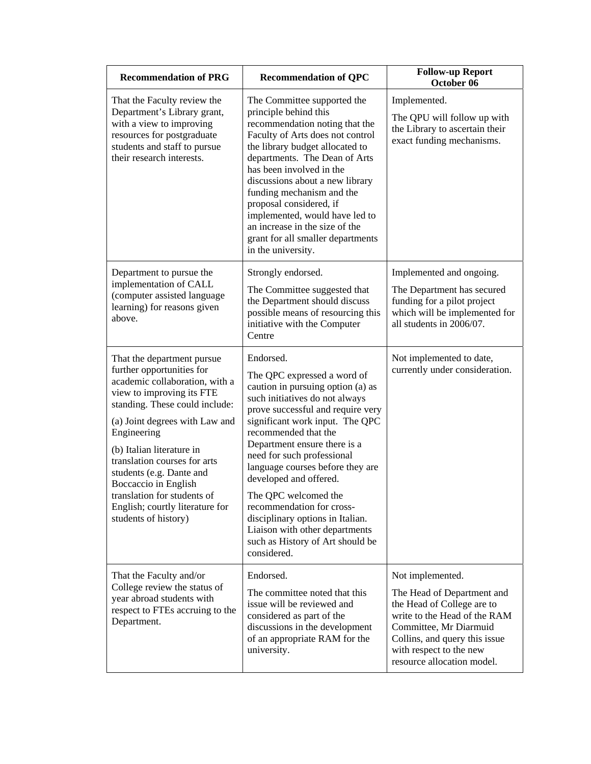| Recommendation of PRG | Recommendation of QPC | Follow-up Report October 06 |
|---|---|---|
| That the Faculty review the Department's Library grant, with a view to improving resources for postgraduate students and staff to pursue their research interests. | The Committee supported the principle behind this recommendation noting that the Faculty of Arts does not control the library budget allocated to departments. The Dean of Arts has been involved in the discussions about a new library funding mechanism and the proposal considered, if implemented, would have led to an increase in the size of the grant for all smaller departments in the university. | Implemented.<br><br>The QPU will follow up with the Library to ascertain their exact funding mechanisms. |
| Department to pursue the implementation of CALL (computer assisted language learning) for reasons given above. | Strongly endorsed.<br><br>The Committee suggested that the Department should discuss possible means of resourcing this initiative with the Computer Centre | Implemented and ongoing.<br><br>The Department has secured funding for a pilot project which will be implemented for all students in 2006/07. |
| That the department pursue further opportunities for academic collaboration, with a view to improving its FTE standing. These could include:<br><br>(a) Joint degrees with Law and Engineering<br><br>(b) Italian literature in translation courses for arts students (e.g. Dante and Boccaccio in English translation for students of English; courtly literature for students of history) | Endorsed.<br><br>The QPC expressed a word of caution in pursuing option (a) as such initiatives do not always prove successful and require very significant work input. The QPC recommended that the Department ensure there is a need for such professional language courses before they are developed and offered.<br><br>The QPC welcomed the recommendation for cross-disciplinary options in Italian. Liaison with other departments such as History of Art should be considered. | Not implemented to date, currently under consideration. |
| That the Faculty and/or College review the status of year abroad students with respect to FTEs accruing to the Department. | Endorsed.<br><br>The committee noted that this issue will be reviewed and considered as part of the discussions in the development of an appropriate RAM for the university. | Not implemented.<br><br>The Head of Department and the Head of College are to write to the Head of the RAM Committee, Mr Diarmuid Collins, and query this issue with respect to the new resource allocation model. |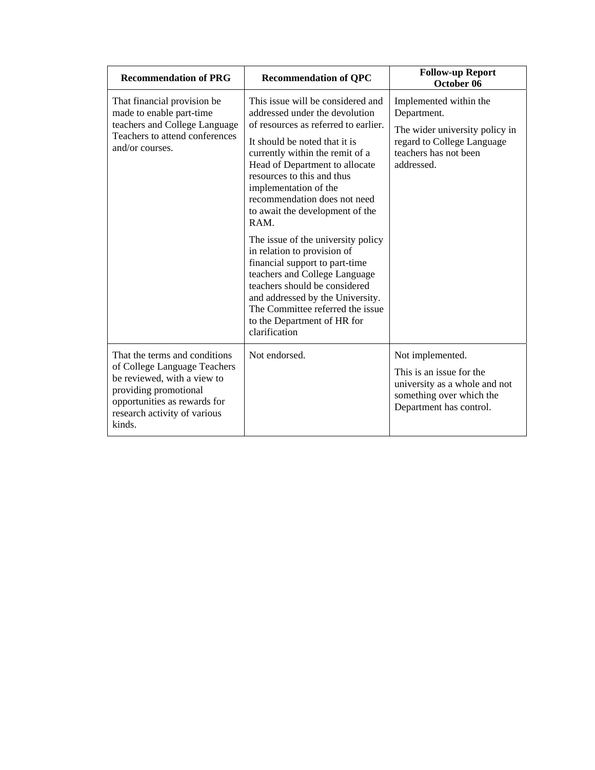| Recommendation of PRG | Recommendation of QPC | Follow-up Report October 06 |
|---|---|---|
| That financial provision be made to enable part-time teachers and College Language Teachers to attend conferences and/or courses. | This issue will be considered and addressed under the devolution of resources as referred to earlier. It should be noted that it is currently within the remit of a Head of Department to allocate resources to this and thus implementation of the recommendation does not need to await the development of the RAM. The issue of the university policy in relation to provision of financial support to part-time teachers and College Language teachers should be considered and addressed by the University. The Committee referred the issue to the Department of HR for clarification | Implemented within the Department. The wider university policy in regard to College Language teachers has not been addressed. |
| That the terms and conditions of College Language Teachers be reviewed, with a view to providing promotional opportunities as rewards for research activity of various kinds. | Not endorsed. | Not implemented. This is an issue for the university as a whole and not something over which the Department has control. |